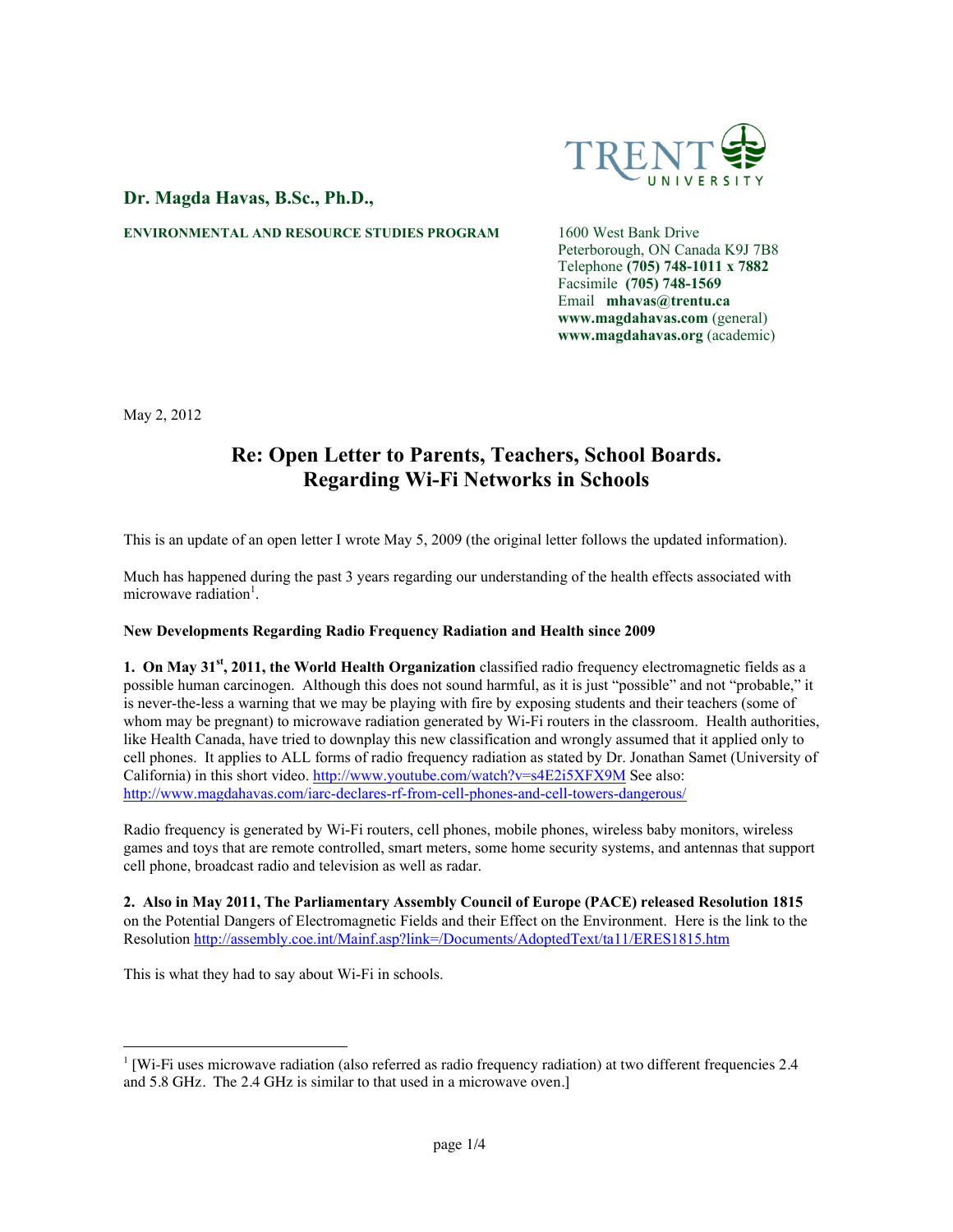**Dr. Magda Havas, B.Sc., Ph.D.,**

TRENT UNIVERSITY

**ENVIRONMENTAL AND RESOURCE STUDIES PROGRAM**

1600 West Bank Drive
Peterborough, ON Canada K9J 7B8
Telephone **(705) 748-1011 x 7882**
Facsimile **(705) 748-1569**
Email **mhavas@trentu.ca**
**www.magdahavas.com** (general)
**www.magdahavas.org** (academic)

May 2, 2012

# Re: Open Letter to Parents, Teachers, School Boards. Regarding Wi-Fi Networks in Schools

This is an update of an open letter I wrote May 5, 2009 (the original letter follows the updated information).

Much has happened during the past 3 years regarding our understanding of the health effects associated with microwave radiation[1].

**New Developments Regarding Radio Frequency Radiation and Health since 2009**

**1. On May 31st, 2011, the World Health Organization** classified radio frequency electromagnetic fields as a possible human carcinogen. Although this does not sound harmful, as it is just "possible" and not "probable," it is never-the-less a warning that we may be playing with fire by exposing students and their teachers (some of whom may be pregnant) to microwave radiation generated by Wi-Fi routers in the classroom. Health authorities, like Health Canada, have tried to downplay this new classification and wrongly assumed that it applied only to cell phones. It applies to ALL forms of radio frequency radiation as stated by Dr. Jonathan Samet (University of California) in this short video. http://www.youtube.com/watch?v=s4E2i5XFX9M See also: http://www.magdahavas.com/iarc-declares-rf-from-cell-phones-and-cell-towers-dangerous/

Radio frequency is generated by Wi-Fi routers, cell phones, mobile phones, wireless baby monitors, wireless games and toys that are remote controlled, smart meters, some home security systems, and antennas that support cell phone, broadcast radio and television as well as radar.

**2. Also in May 2011, The Parliamentary Assembly Council of Europe (PACE) released Resolution 1815** on the Potential Dangers of Electromagnetic Fields and their Effect on the Environment. Here is the link to the Resolution http://assembly.coe.int/Mainf.asp?link=/Documents/AdoptedText/ta11/ERES1815.htm

This is what they had to say about Wi-Fi in schools.

---

[1] [Wi-Fi uses microwave radiation (also referred as radio frequency radiation) at two different frequencies 2.4 and 5.8 GHz. The 2.4 GHz is similar to that used in a microwave oven.]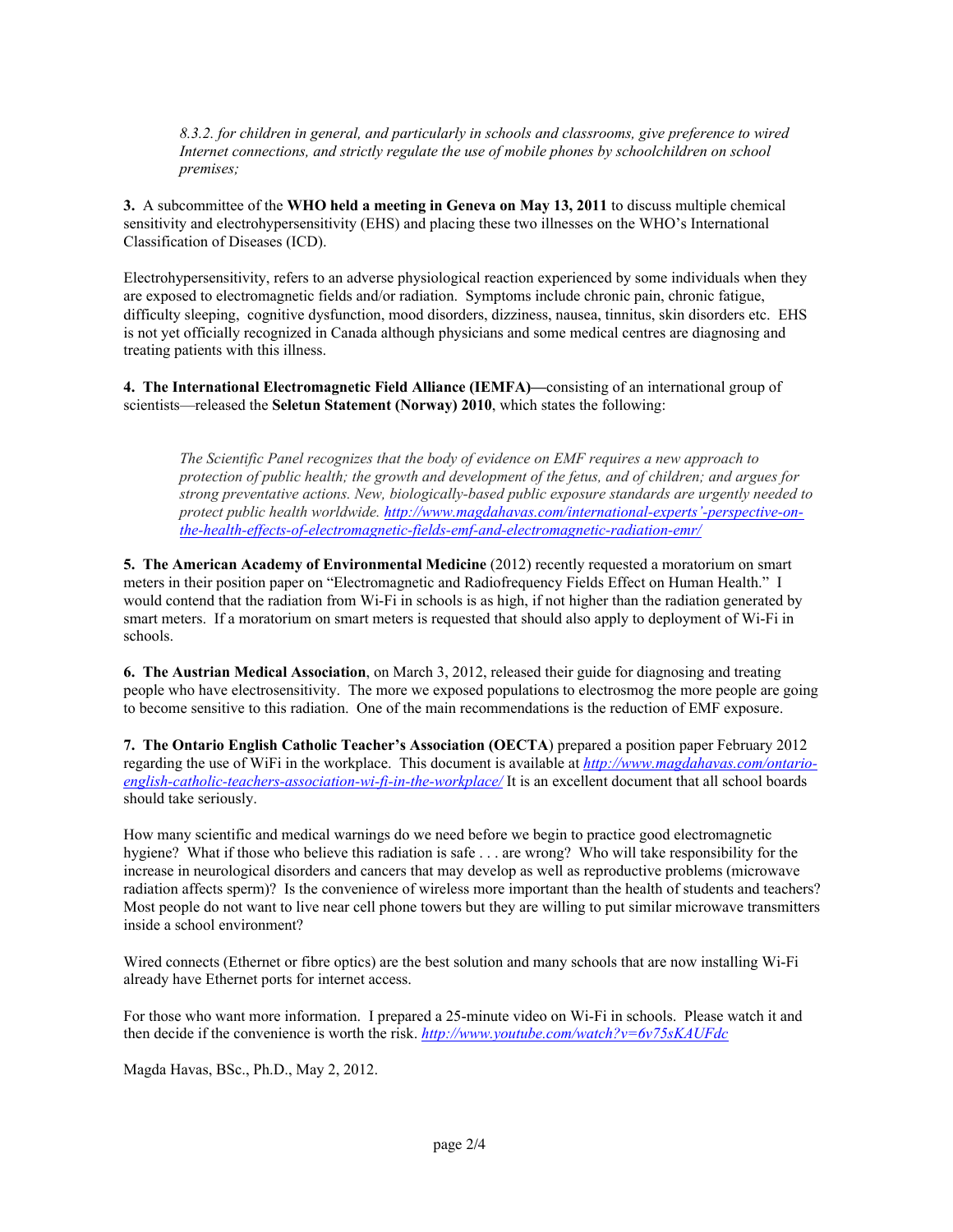*8.3.2. for children in general, and particularly in schools and classrooms, give preference to wired Internet connections, and strictly regulate the use of mobile phones by schoolchildren on school premises;*

**3.** A subcommittee of the **WHO held a meeting in Geneva on May 13, 2011** to discuss multiple chemical sensitivity and electrohypersensitivity (EHS) and placing these two illnesses on the WHO's International Classification of Diseases (ICD).

Electrohypersensitivity, refers to an adverse physiological reaction experienced by some individuals when they are exposed to electromagnetic fields and/or radiation. Symptoms include chronic pain, chronic fatigue, difficulty sleeping, cognitive dysfunction, mood disorders, dizziness, nausea, tinnitus, skin disorders etc. EHS is not yet officially recognized in Canada although physicians and some medical centres are diagnosing and treating patients with this illness.

**4. The International Electromagnetic Field Alliance (IEMFA)—**consisting of an international group of scientists—released the **Seletun Statement (Norway) 2010**, which states the following:

*The Scientific Panel recognizes that the body of evidence on EMF requires a new approach to protection of public health; the growth and development of the fetus, and of children; and argues for strong preventative actions. New, biologically-based public exposure standards are urgently needed to protect public health worldwide. [http://www.magdahavas.com/international-experts'-perspective-on-the-health-effects-of-electromagnetic-fields-emf-and-electromagnetic-radiation-emr/](http://www.magdahavas.com/international-experts'-perspective-on-the-health-effects-of-electromagnetic-fields-emf-and-electromagnetic-radiation-emr/)*

**5. The American Academy of Environmental Medicine** (2012) recently requested a moratorium on smart meters in their position paper on "Electromagnetic and Radiofrequency Fields Effect on Human Health." I would contend that the radiation from Wi-Fi in schools is as high, if not higher than the radiation generated by smart meters. If a moratorium on smart meters is requested that should also apply to deployment of Wi-Fi in schools.

**6. The Austrian Medical Association**, on March 3, 2012, released their guide for diagnosing and treating people who have electrosensitivity. The more we exposed populations to electrosmog the more people are going to become sensitive to this radiation. One of the main recommendations is the reduction of EMF exposure.

**7. The Ontario English Catholic Teacher's Association (OECTA**) prepared a position paper February 2012 regarding the use of WiFi in the workplace. This document is available at *[http://www.magdahavas.com/ontario-english-catholic-teachers-association-wi-fi-in-the-workplace/](http://www.magdahavas.com/ontario-english-catholic-teachers-association-wi-fi-in-the-workplace/)* It is an excellent document that all school boards should take seriously.

How many scientific and medical warnings do we need before we begin to practice good electromagnetic hygiene? What if those who believe this radiation is safe . . . are wrong? Who will take responsibility for the increase in neurological disorders and cancers that may develop as well as reproductive problems (microwave radiation affects sperm)? Is the convenience of wireless more important than the health of students and teachers? Most people do not want to live near cell phone towers but they are willing to put similar microwave transmitters inside a school environment?

Wired connects (Ethernet or fibre optics) are the best solution and many schools that are now installing Wi-Fi already have Ethernet ports for internet access.

For those who want more information. I prepared a 25-minute video on Wi-Fi in schools. Please watch it and then decide if the convenience is worth the risk. *[http://www.youtube.com/watch?v=6v75sKAUFdc](http://www.youtube.com/watch?v=6v75sKAUFdc)*

Magda Havas, BSc., Ph.D., May 2, 2012.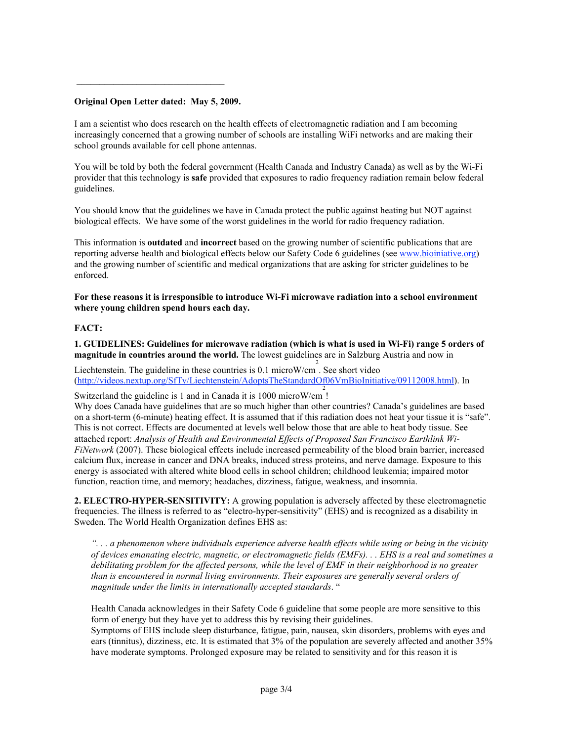---

**Original Open Letter dated: May 5, 2009.**

I am a scientist who does research on the health effects of electromagnetic radiation and I am becoming increasingly concerned that a growing number of schools are installing WiFi networks and are making their school grounds available for cell phone antennas.

You will be told by both the federal government (Health Canada and Industry Canada) as well as by the Wi-Fi provider that this technology is **safe** provided that exposures to radio frequency radiation remain below federal guidelines.

You should know that the guidelines we have in Canada protect the public against heating but NOT against biological effects. We have some of the worst guidelines in the world for radio frequency radiation.

This information is **outdated** and **incorrect** based on the growing number of scientific publications that are reporting adverse health and biological effects below our Safety Code 6 guidelines (see [www.bioiniative.org](www.bioiniative.org)) and the growing number of scientific and medical organizations that are asking for stricter guidelines to be enforced.

**For these reasons it is irresponsible to introduce Wi-Fi microwave radiation into a school environment where young children spend hours each day.**

**FACT:**

**1. GUIDELINES: Guidelines for microwave radiation (which is what is used in Wi-Fi) range 5 orders of magnitude in countries around the world.** The lowest guidelines are in Salzburg Austria and now in Liechtenstein. The guideline in these countries is 0.1 microW/cm$^2$. See short video ([http://videos.nextup.org/SfTv/Liechtenstein/AdoptsTheStandardOf06VmBioInitiative/09112008.html](http://videos.nextup.org/SfTv/Liechtenstein/AdoptsTheStandardOf06VmBioInitiative/09112008.html)). In Switzerland the guideline is 1 and in Canada it is 1000 microW/cm$^2$!

Why does Canada have guidelines that are so much higher than other countries? Canada's guidelines are based on a short-term (6-minute) heating effect. It is assumed that if this radiation does not heat your tissue it is "safe". This is not correct. Effects are documented at levels well below those that are able to heat body tissue. See attached report: *Analysis of Health and Environmental Effects of Proposed San Francisco Earthlink Wi-FiNetwork* (2007). These biological effects include increased permeability of the blood brain barrier, increased calcium flux, increase in cancer and DNA breaks, induced stress proteins, and nerve damage. Exposure to this energy is associated with altered white blood cells in school children; childhood leukemia; impaired motor function, reaction time, and memory; headaches, dizziness, fatigue, weakness, and insomnia.

**2. ELECTRO-HYPER-SENSITIVITY:** A growing population is adversely affected by these electromagnetic frequencies. The illness is referred to as "electro-hyper-sensitivity" (EHS) and is recognized as a disability in Sweden. The World Health Organization defines EHS as:

> *". . . a phenomenon where individuals experience adverse health effects while using or being in the vicinity of devices emanating electric, magnetic, or electromagnetic fields (EMFs). . . EHS is a real and sometimes a debilitating problem for the affected persons, while the level of EMF in their neighborhood is no greater than is encountered in normal living environments. Their exposures are generally several orders of magnitude under the limits in internationally accepted standards*. "

Health Canada acknowledges in their Safety Code 6 guideline that some people are more sensitive to this form of energy but they have yet to address this by revising their guidelines.

Symptoms of EHS include sleep disturbance, fatigue, pain, nausea, skin disorders, problems with eyes and ears (tinnitus), dizziness, etc. It is estimated that 3% of the population are severely affected and another 35% have moderate symptoms. Prolonged exposure may be related to sensitivity and for this reason it is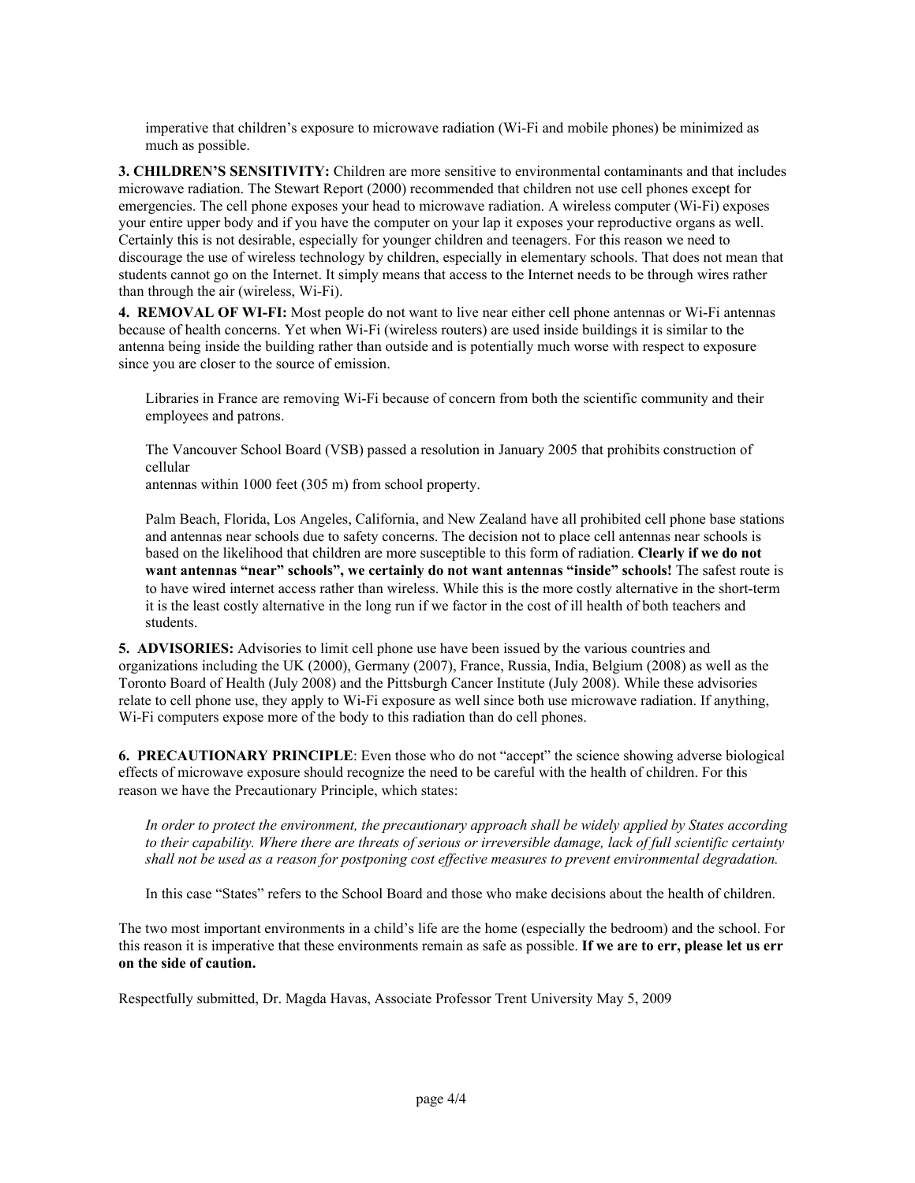imperative that children's exposure to microwave radiation (Wi-Fi and mobile phones) be minimized as much as possible.

**3. CHILDREN'S SENSITIVITY:** Children are more sensitive to environmental contaminants and that includes microwave radiation. The Stewart Report (2000) recommended that children not use cell phones except for emergencies. The cell phone exposes your head to microwave radiation. A wireless computer (Wi-Fi) exposes your entire upper body and if you have the computer on your lap it exposes your reproductive organs as well. Certainly this is not desirable, especially for younger children and teenagers. For this reason we need to discourage the use of wireless technology by children, especially in elementary schools. That does not mean that students cannot go on the Internet. It simply means that access to the Internet needs to be through wires rather than through the air (wireless, Wi-Fi).

**4. REMOVAL OF WI-FI:** Most people do not want to live near either cell phone antennas or Wi-Fi antennas because of health concerns. Yet when Wi-Fi (wireless routers) are used inside buildings it is similar to the antenna being inside the building rather than outside and is potentially much worse with respect to exposure since you are closer to the source of emission.

Libraries in France are removing Wi-Fi because of concern from both the scientific community and their employees and patrons.

The Vancouver School Board (VSB) passed a resolution in January 2005 that prohibits construction of cellular
antennas within 1000 feet (305 m) from school property.

Palm Beach, Florida, Los Angeles, California, and New Zealand have all prohibited cell phone base stations and antennas near schools due to safety concerns. The decision not to place cell antennas near schools is based on the likelihood that children are more susceptible to this form of radiation. **Clearly if we do not want antennas "near" schools", we certainly do not want antennas "inside" schools!** The safest route is to have wired internet access rather than wireless. While this is the more costly alternative in the short-term it is the least costly alternative in the long run if we factor in the cost of ill health of both teachers and students.

**5. ADVISORIES:** Advisories to limit cell phone use have been issued by the various countries and organizations including the UK (2000), Germany (2007), France, Russia, India, Belgium (2008) as well as the Toronto Board of Health (July 2008) and the Pittsburgh Cancer Institute (July 2008). While these advisories relate to cell phone use, they apply to Wi-Fi exposure as well since both use microwave radiation. If anything, Wi-Fi computers expose more of the body to this radiation than do cell phones.

**6. PRECAUTIONARY PRINCIPLE**: Even those who do not "accept" the science showing adverse biological effects of microwave exposure should recognize the need to be careful with the health of children. For this reason we have the Precautionary Principle, which states:

*In order to protect the environment, the precautionary approach shall be widely applied by States according to their capability. Where there are threats of serious or irreversible damage, lack of full scientific certainty shall not be used as a reason for postponing cost effective measures to prevent environmental degradation.*

In this case "States" refers to the School Board and those who make decisions about the health of children.

The two most important environments in a child's life are the home (especially the bedroom) and the school. For this reason it is imperative that these environments remain as safe as possible. **If we are to err, please let us err on the side of caution.**

Respectfully submitted, Dr. Magda Havas, Associate Professor Trent University May 5, 2009